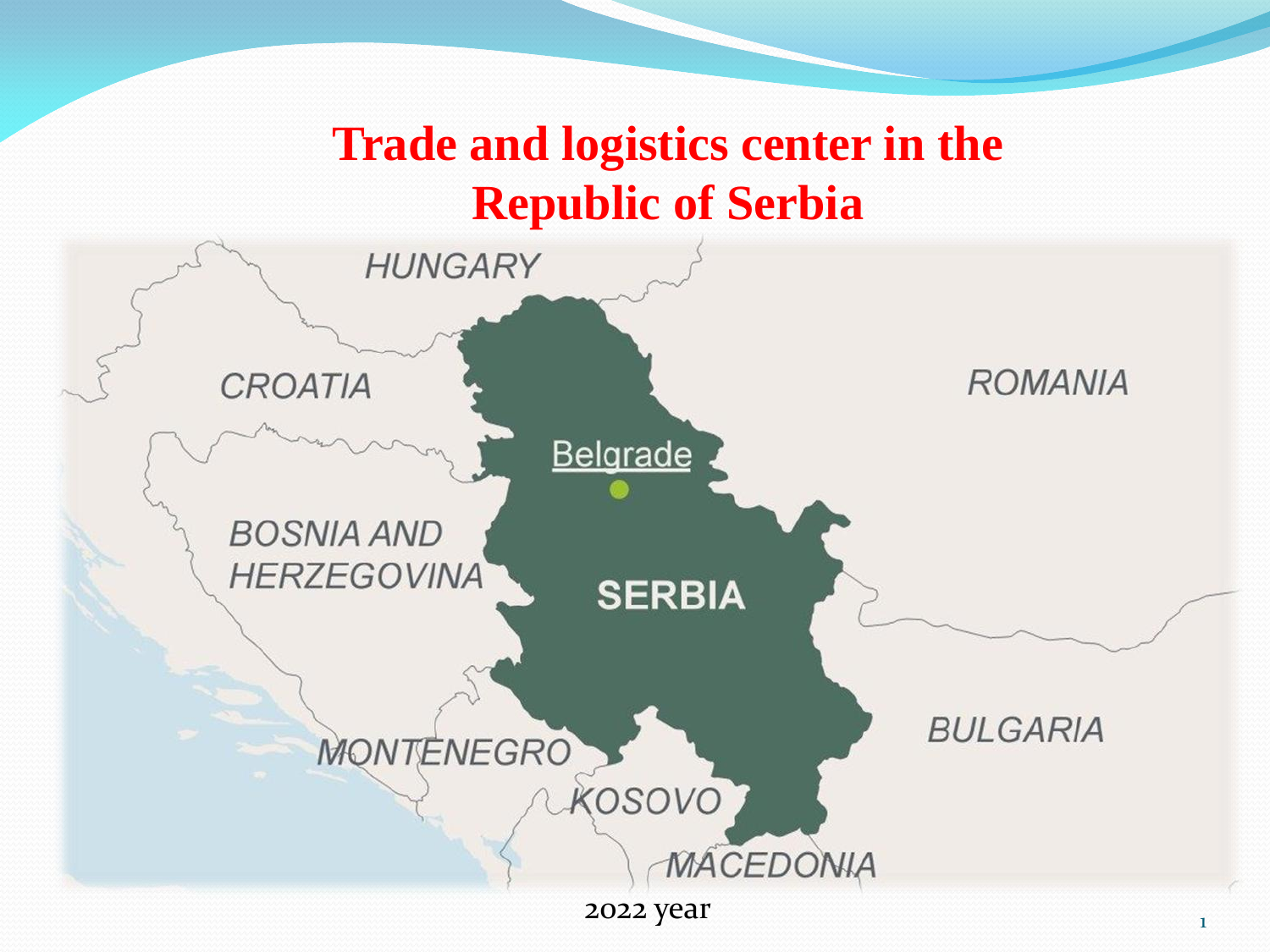# Trade and logistics center in the Republic of Serbia

HUNGARY

CROATIA

ROMANIA

Belgrade

BOSNIA AND HERZEGOVINA

SERBIA

BULGARIA

MONTENEGRO

KOSOVO

MACEDONIA

2022 year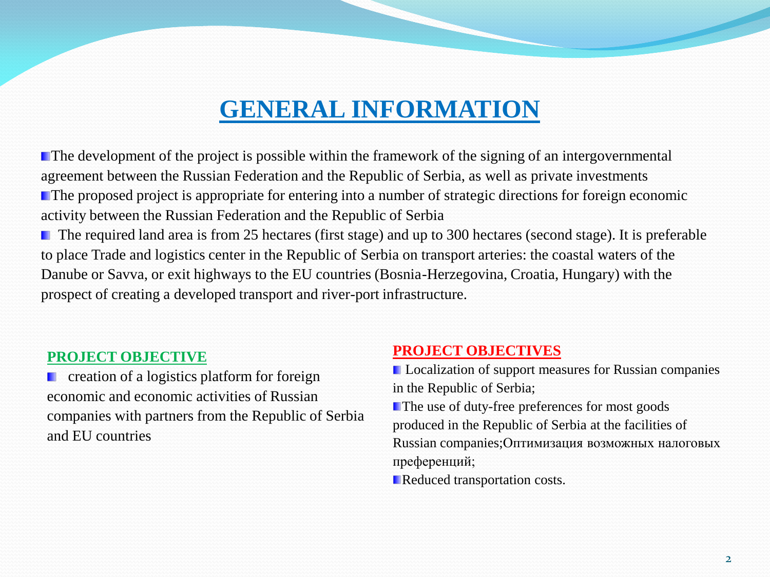# GENERAL INFORMATION

- The development of the project is possible within the framework of the signing of an intergovernmental agreement between the Russian Federation and the Republic of Serbia, as well as private investments
- The proposed project is appropriate for entering into a number of strategic directions for foreign economic activity between the Russian Federation and the Republic of Serbia
- The required land area is from 25 hectares (first stage) and up to 300 hectares (second stage). It is preferable to place Trade and logistics center in the Republic of Serbia on transport arteries: the coastal waters of the Danube or Savva, or exit highways to the EU countries (Bosnia-Herzegovina, Croatia, Hungary) with the prospect of creating a developed transport and river-port infrastructure.

## PROJECT OBJECTIVE

- creation of a logistics platform for foreign economic and economic activities of Russian companies with partners from the Republic of Serbia and EU countries

## PROJECT OBJECTIVES

- Localization of support measures for Russian companies in the Republic of Serbia;
- The use of duty-free preferences for most goods produced in the Republic of Serbia at the facilities of Russian companies;Оптимизация возможных налоговых преференций;
- Reduced transportation costs.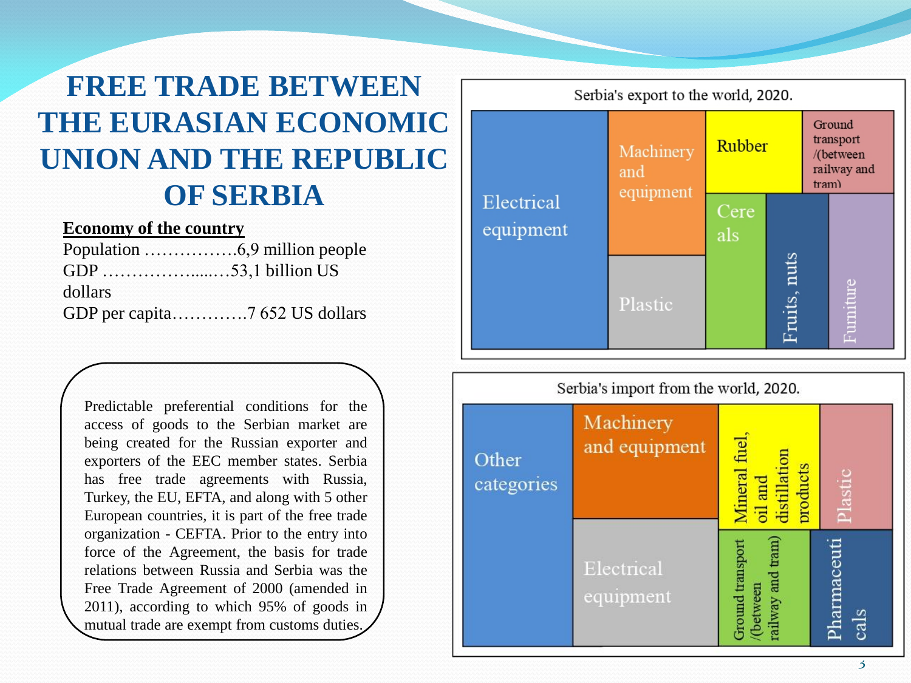# FREE TRADE BETWEEN THE EURASIAN ECONOMIC UNION AND THE REPUBLIC OF SERBIA

**Economy of the country**

Population …………….6,9 million people
GDP ……………......…53,1 billion US dollars
GDP per capita…………7 652 US dollars

Predictable preferential conditions for the access of goods to the Serbian market are being created for the Russian exporter and exporters of the EEC member states. Serbia has free trade agreements with Russia, Turkey, the EU, EFTA, and along with 5 other European countries, it is part of the free trade organization - CEFTA. Prior to the entry into force of the Agreement, the basis for trade relations between Russia and Serbia was the Free Trade Agreement of 2000 (amended in 2011), according to which 95% of goods in mutual trade are exempt from customs duties.

Serbia's export to the world, 2020.

Electrical equipment; Machinery and equipment; Plastic; Rubber; Ground transport /(between railway and tram); Cereals; Fruits, nuts; Furniture

Serbia's import from the world, 2020.

Other categories; Machinery and equipment; Electrical equipment; Mineral fuel, oil and distillation products; Plastic; Ground transport /(between railway and tram); Pharmaceuticals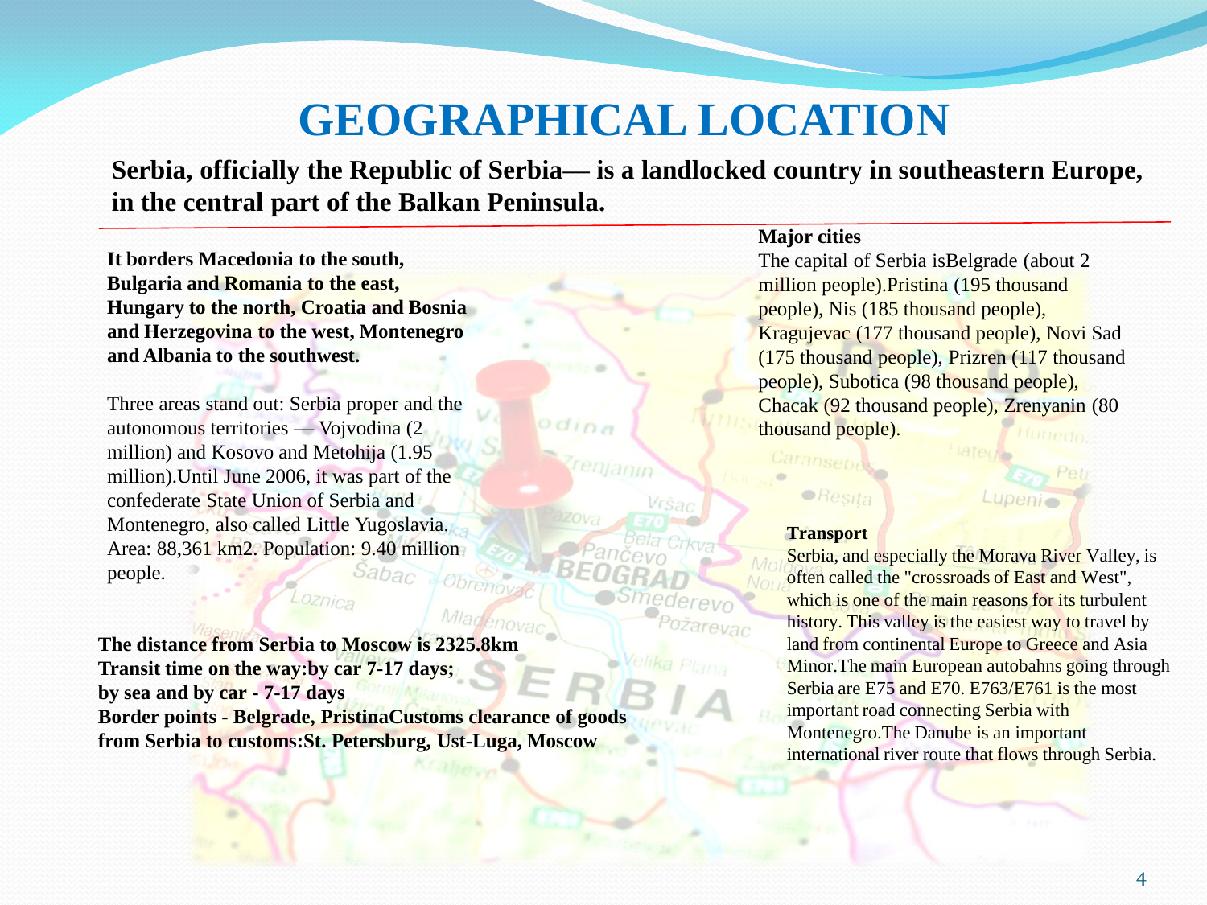# GEOGRAPHICAL LOCATION

**Serbia, officially the Republic of Serbia— is a landlocked country in southeastern Europe, in the central part of the Balkan Peninsula.**

**It borders Macedonia to the south, Bulgaria and Romania to the east, Hungary to the north, Croatia and Bosnia and Herzegovina to the west, Montenegro and Albania to the southwest.**

Three areas stand out: Serbia proper and the autonomous territories — Vojvodina (2 million) and Kosovo and Metohija (1.95 million).Until June 2006, it was part of the confederate State Union of Serbia and Montenegro, also called Little Yugoslavia. Area: 88,361 km2. Population: 9.40 million people.

**The distance from Serbia to Moscow is 2325.8km**
**Transit time on the way:by car 7-17 days;**
**by sea and by car - 7-17 days**
**Border points - Belgrade, PristinaCustoms clearance of goods from Serbia to customs:St. Petersburg, Ust-Luga, Moscow**

**Major cities**

The capital of Serbia isBelgrade (about 2 million people).Pristina (195 thousand people), Nis (185 thousand people), Kragujevac (177 thousand people), Novi Sad (175 thousand people), Prizren (117 thousand people), Subotica (98 thousand people), Chacak (92 thousand people), Zrenyanin (80 thousand people).

**Transport**

Serbia, and especially the Morava River Valley, is often called the "crossroads of East and West", which is one of the main reasons for its turbulent history. This valley is the easiest way to travel by land from continental Europe to Greece and Asia Minor.The main European autobahns going through Serbia are E75 and E70. E763/E761 is the most important road connecting Serbia with Montenegro.The Danube is an important international river route that flows through Serbia.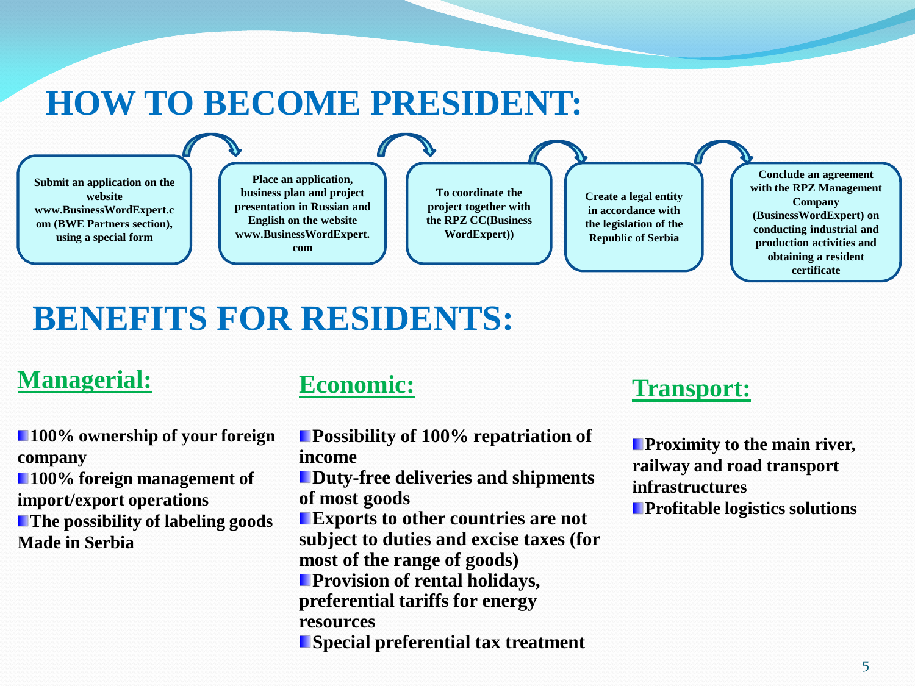# HOW TO BECOME PRESIDENT:

1. Submit an application on the website www.BusinessWordExpert.com (BWE Partners section), using a special form
2. Place an application, business plan and project presentation in Russian and English on the website www.BusinessWordExpert.com
3. To coordinate the project together with the RPZ CC(Business WordExpert))
4. Create a legal entity in accordance with the legislation of the Republic of Serbia
5. Conclude an agreement with the RPZ Management Company (BusinessWordExpert) on conducting industrial and production activities and obtaining a resident certificate

# BENEFITS FOR RESIDENTS:

## Managerial:

- **100% ownership of your foreign company**
- **100% foreign management of import/export operations**
- **The possibility of labeling goods Made in Serbia**

## Economic:

- **Possibility of 100% repatriation of income**
- **Duty-free deliveries and shipments of most goods**
- **Exports to other countries are not subject to duties and excise taxes (for most of the range of goods)**
- **Provision of rental holidays, preferential tariffs for energy resources**
- **Special preferential tax treatment**

## Transport:

- **Proximity to the main river, railway and road transport infrastructures**
- **Profitable logistics solutions**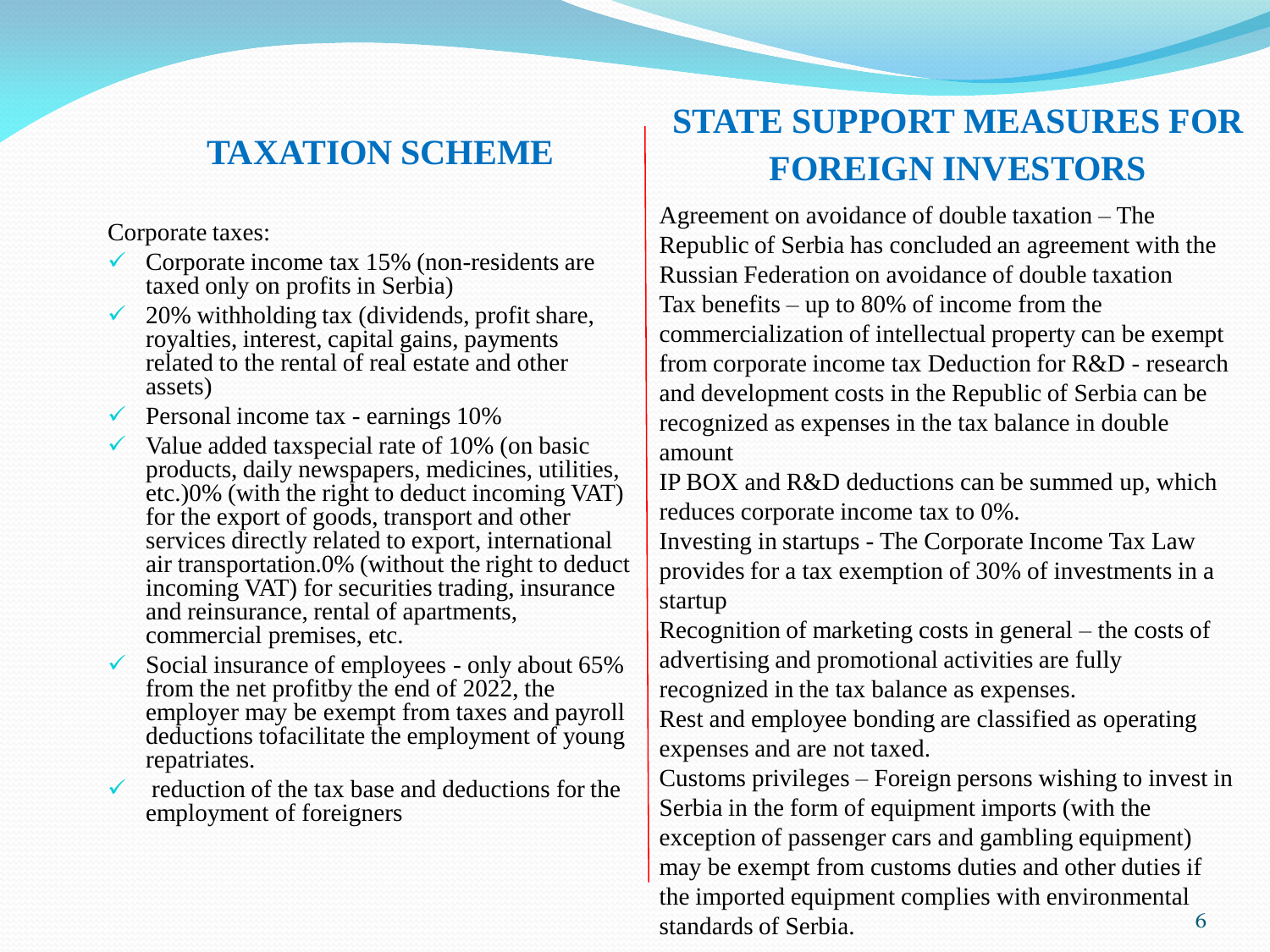## TAXATION SCHEME

Corporate taxes:

- Corporate income tax 15% (non-residents are taxed only on profits in Serbia)
- 20% withholding tax (dividends, profit share, royalties, interest, capital gains, payments related to the rental of real estate and other assets)
- Personal income tax - earnings 10%
- Value added taxspecial rate of 10% (on basic products, daily newspapers, medicines, utilities, etc.)0% (with the right to deduct incoming VAT) for the export of goods, transport and other services directly related to export, international air transportation.0% (without the right to deduct incoming VAT) for securities trading, insurance and reinsurance, rental of apartments, commercial premises, etc.
- Social insurance of employees - only about 65% from the net profitby the end of 2022, the employer may be exempt from taxes and payroll deductions tofacilitate the employment of young repatriates.
- reduction of the tax base and deductions for the employment of foreigners

## STATE SUPPORT MEASURES FOR FOREIGN INVESTORS

Agreement on avoidance of double taxation – The Republic of Serbia has concluded an agreement with the Russian Federation on avoidance of double taxation

Tax benefits – up to 80% of income from the commercialization of intellectual property can be exempt from corporate income tax Deduction for R&D - research and development costs in the Republic of Serbia can be recognized as expenses in the tax balance in double amount

IP BOX and R&D deductions can be summed up, which reduces corporate income tax to 0%.

Investing in startups - The Corporate Income Tax Law provides for a tax exemption of 30% of investments in a startup

Recognition of marketing costs in general – the costs of advertising and promotional activities are fully recognized in the tax balance as expenses.

Rest and employee bonding are classified as operating expenses and are not taxed.

Customs privileges – Foreign persons wishing to invest in Serbia in the form of equipment imports (with the exception of passenger cars and gambling equipment) may be exempt from customs duties and other duties if the imported equipment complies with environmental standards of Serbia.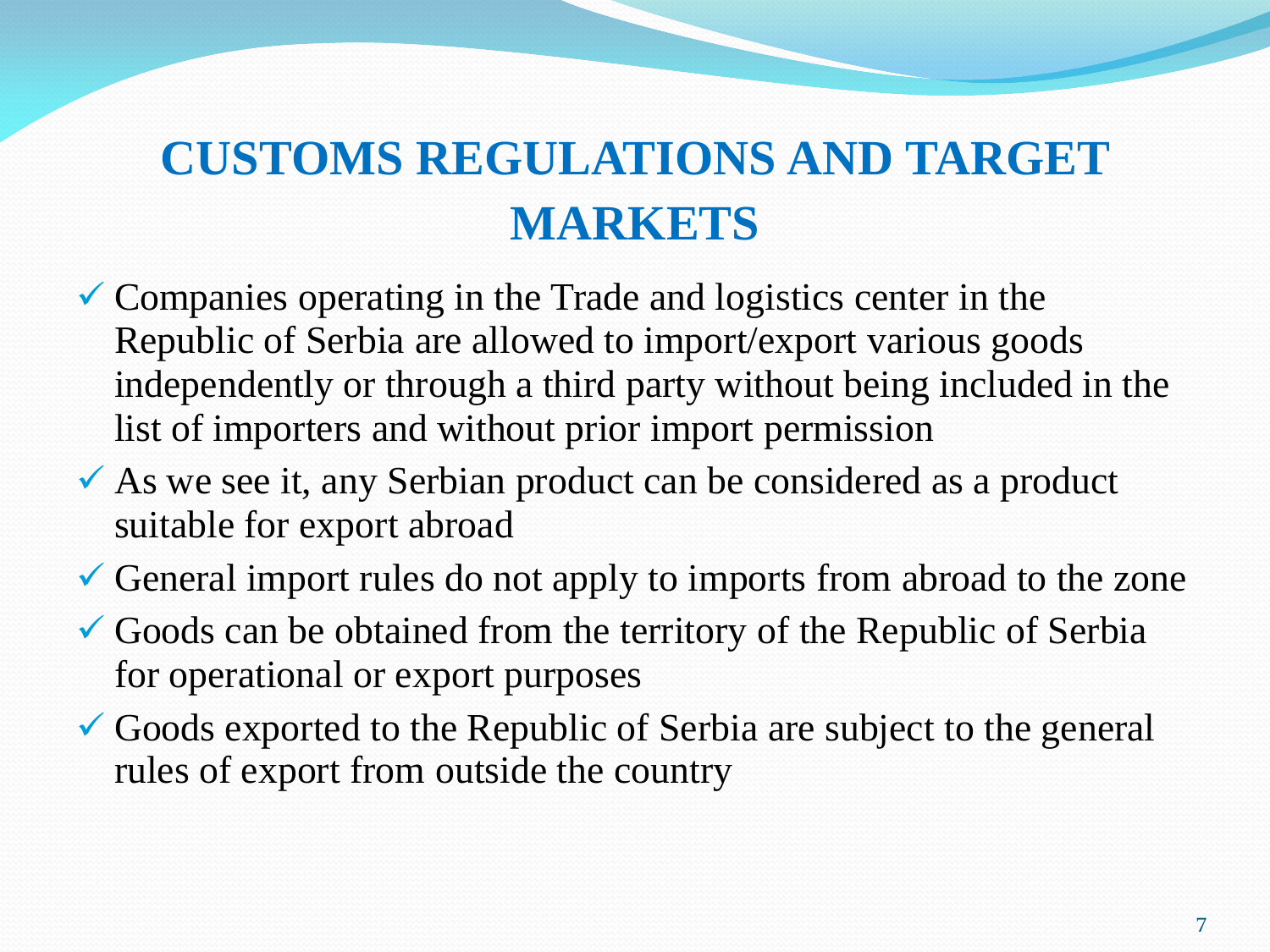# CUSTOMS REGULATIONS AND TARGET MARKETS

- ✓ Companies operating in the Trade and logistics center in the Republic of Serbia are allowed to import/export various goods independently or through a third party without being included in the list of importers and without prior import permission
- ✓ As we see it, any Serbian product can be considered as a product suitable for export abroad
- ✓ General import rules do not apply to imports from abroad to the zone
- ✓ Goods can be obtained from the territory of the Republic of Serbia for operational or export purposes
- ✓ Goods exported to the Republic of Serbia are subject to the general rules of export from outside the country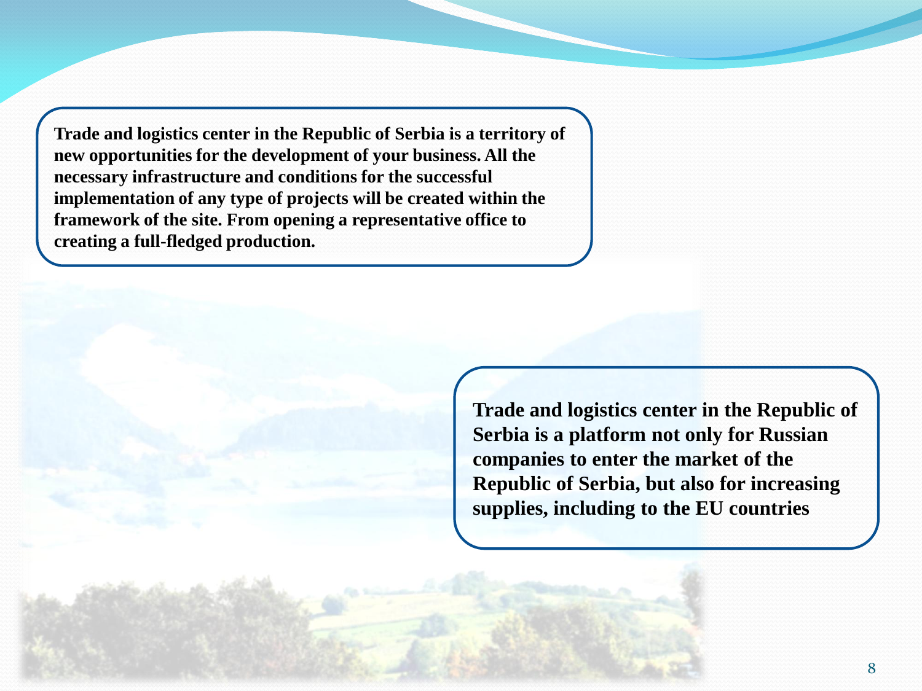**Trade and logistics center in the Republic of Serbia is a territory of new opportunities for the development of your business. All the necessary infrastructure and conditions for the successful implementation of any type of projects will be created within the framework of the site. From opening a representative office to creating a full-fledged production.**

**Trade and logistics center in the Republic of Serbia is a platform not only for Russian companies to enter the market of the Republic of Serbia, but also for increasing supplies, including to the EU countries**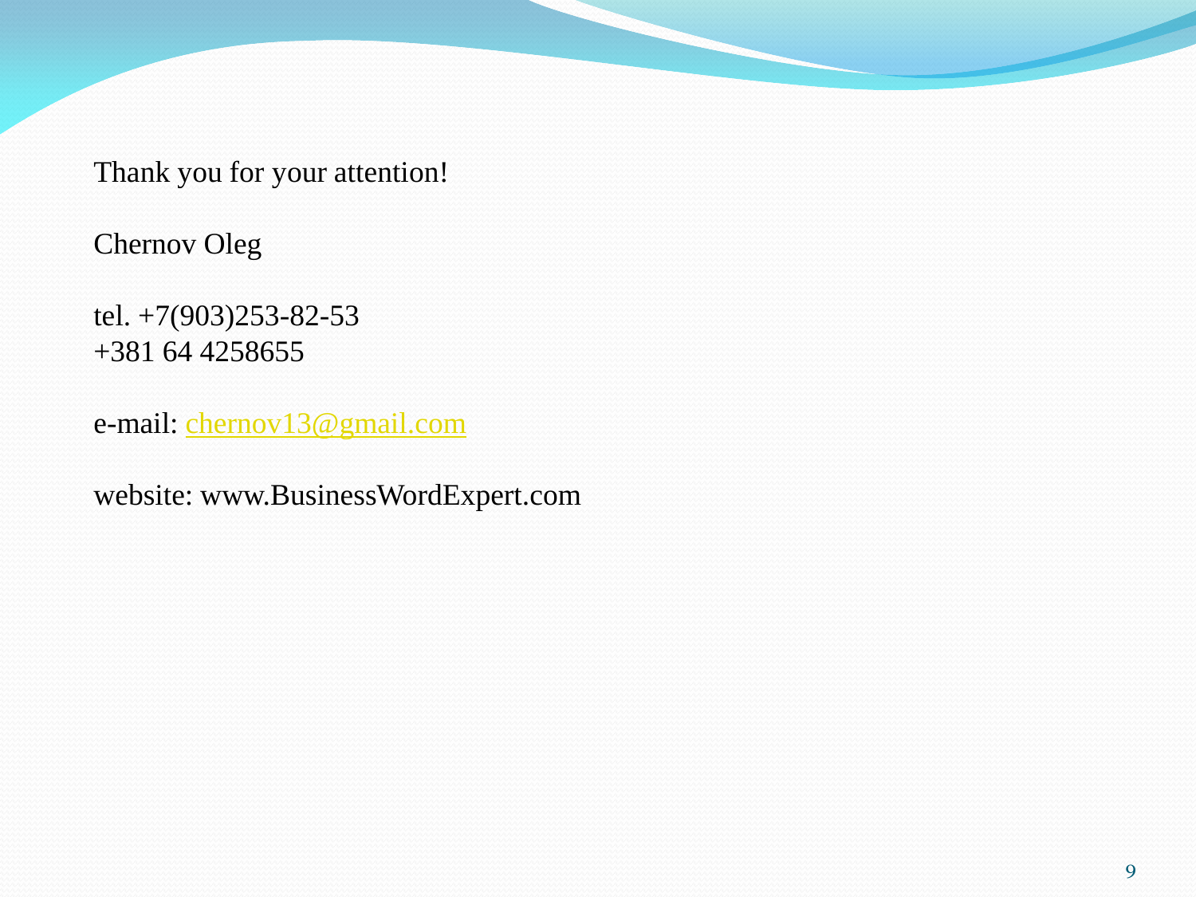Thank you for your attention!

Chernov Oleg

tel. +7(903)253-82-53
+381 64 4258655

e-mail: chernov13@gmail.com

website: www.BusinessWordExpert.com